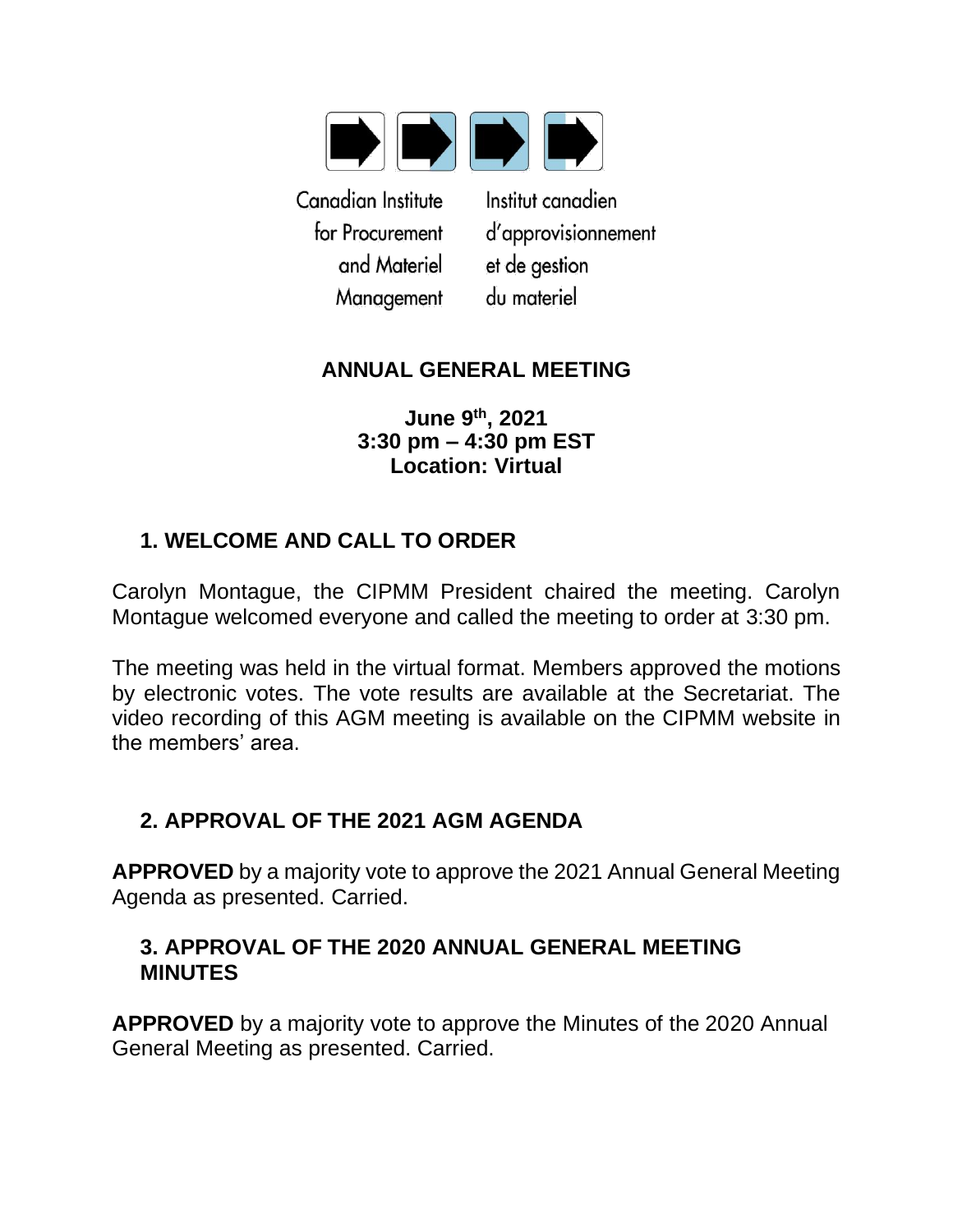Canadian Institute for Procurement and Materiel Management

Institut canadien d'approvisionnement et de gestion du materiel

# ANNUAL GENERAL MEETING

**June 9th, 2021**
**3:30 pm – 4:30 pm EST**
**Location: Virtual**

## 1. WELCOME AND CALL TO ORDER

Carolyn Montague, the CIPMM President chaired the meeting. Carolyn Montague welcomed everyone and called the meeting to order at 3:30 pm.

The meeting was held in the virtual format. Members approved the motions by electronic votes. The vote results are available at the Secretariat. The video recording of this AGM meeting is available on the CIPMM website in the members' area.

## 2. APPROVAL OF THE 2021 AGM AGENDA

**APPROVED** by a majority vote to approve the 2021 Annual General Meeting Agenda as presented. Carried.

## 3. APPROVAL OF THE 2020 ANNUAL GENERAL MEETING MINUTES

**APPROVED** by a majority vote to approve the Minutes of the 2020 Annual General Meeting as presented. Carried.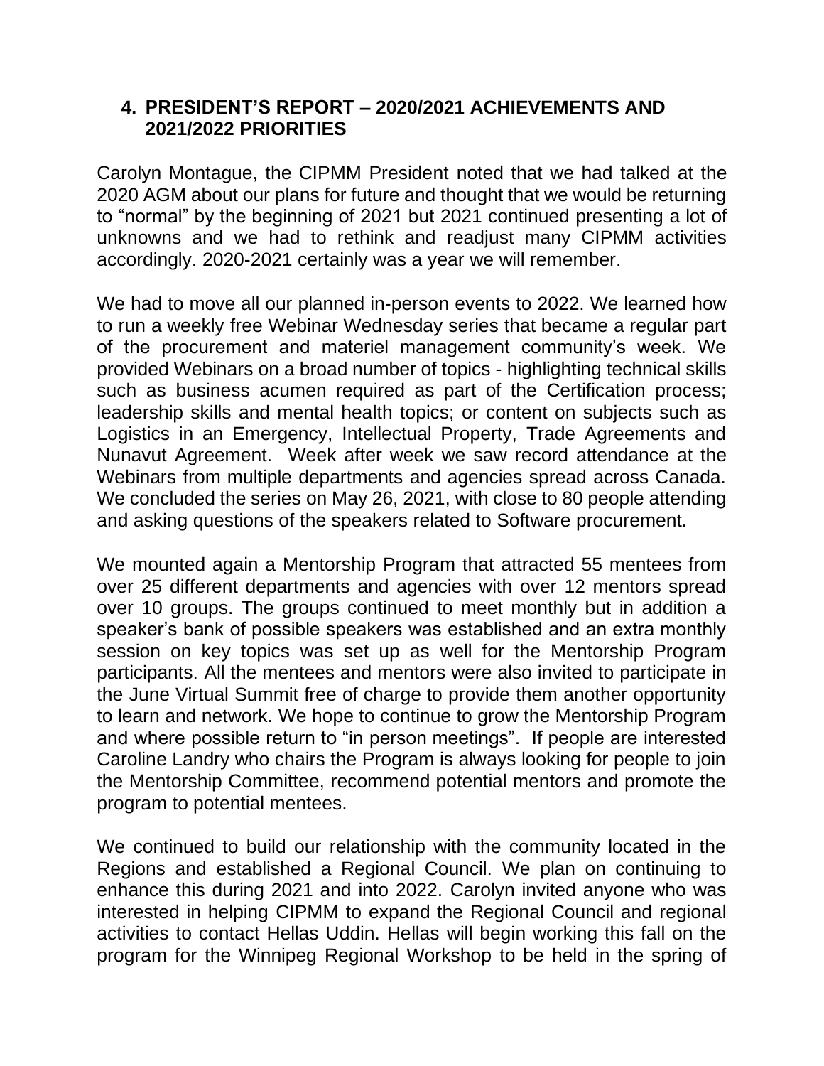## 4. PRESIDENT'S REPORT – 2020/2021 ACHIEVEMENTS AND 2021/2022 PRIORITIES

Carolyn Montague, the CIPMM President noted that we had talked at the 2020 AGM about our plans for future and thought that we would be returning to "normal" by the beginning of 2021 but 2021 continued presenting a lot of unknowns and we had to rethink and readjust many CIPMM activities accordingly. 2020-2021 certainly was a year we will remember.

We had to move all our planned in-person events to 2022. We learned how to run a weekly free Webinar Wednesday series that became a regular part of the procurement and materiel management community's week. We provided Webinars on a broad number of topics - highlighting technical skills such as business acumen required as part of the Certification process; leadership skills and mental health topics; or content on subjects such as Logistics in an Emergency, Intellectual Property, Trade Agreements and Nunavut Agreement. Week after week we saw record attendance at the Webinars from multiple departments and agencies spread across Canada. We concluded the series on May 26, 2021, with close to 80 people attending and asking questions of the speakers related to Software procurement.

We mounted again a Mentorship Program that attracted 55 mentees from over 25 different departments and agencies with over 12 mentors spread over 10 groups. The groups continued to meet monthly but in addition a speaker's bank of possible speakers was established and an extra monthly session on key topics was set up as well for the Mentorship Program participants. All the mentees and mentors were also invited to participate in the June Virtual Summit free of charge to provide them another opportunity to learn and network. We hope to continue to grow the Mentorship Program and where possible return to "in person meetings". If people are interested Caroline Landry who chairs the Program is always looking for people to join the Mentorship Committee, recommend potential mentors and promote the program to potential mentees.

We continued to build our relationship with the community located in the Regions and established a Regional Council. We plan on continuing to enhance this during 2021 and into 2022. Carolyn invited anyone who was interested in helping CIPMM to expand the Regional Council and regional activities to contact Hellas Uddin. Hellas will begin working this fall on the program for the Winnipeg Regional Workshop to be held in the spring of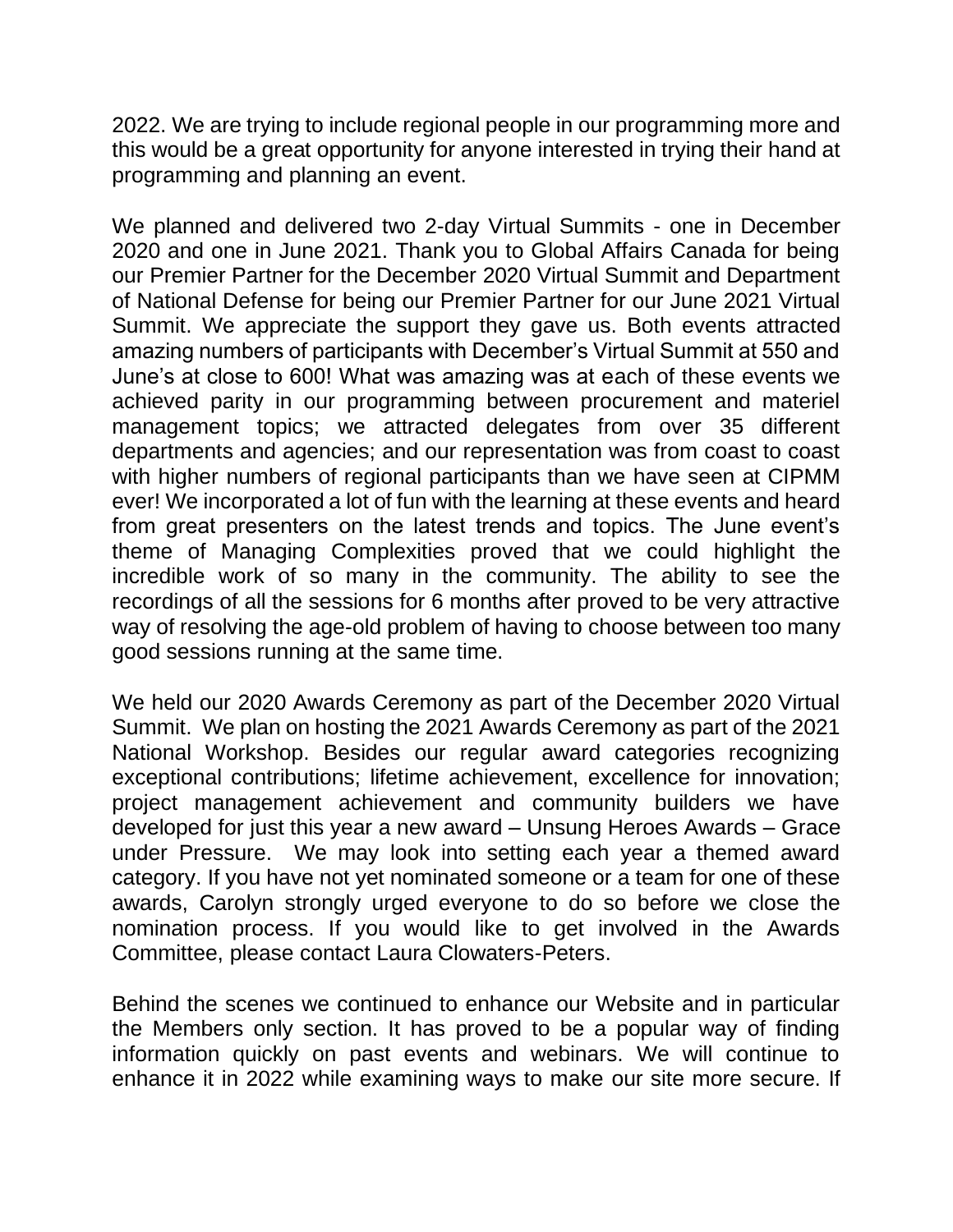2022. We are trying to include regional people in our programming more and this would be a great opportunity for anyone interested in trying their hand at programming and planning an event.

We planned and delivered two 2-day Virtual Summits - one in December 2020 and one in June 2021. Thank you to Global Affairs Canada for being our Premier Partner for the December 2020 Virtual Summit and Department of National Defense for being our Premier Partner for our June 2021 Virtual Summit. We appreciate the support they gave us. Both events attracted amazing numbers of participants with December's Virtual Summit at 550 and June's at close to 600! What was amazing was at each of these events we achieved parity in our programming between procurement and materiel management topics; we attracted delegates from over 35 different departments and agencies; and our representation was from coast to coast with higher numbers of regional participants than we have seen at CIPMM ever! We incorporated a lot of fun with the learning at these events and heard from great presenters on the latest trends and topics. The June event's theme of Managing Complexities proved that we could highlight the incredible work of so many in the community. The ability to see the recordings of all the sessions for 6 months after proved to be very attractive way of resolving the age-old problem of having to choose between too many good sessions running at the same time.

We held our 2020 Awards Ceremony as part of the December 2020 Virtual Summit. We plan on hosting the 2021 Awards Ceremony as part of the 2021 National Workshop. Besides our regular award categories recognizing exceptional contributions; lifetime achievement, excellence for innovation; project management achievement and community builders we have developed for just this year a new award – Unsung Heroes Awards – Grace under Pressure. We may look into setting each year a themed award category. If you have not yet nominated someone or a team for one of these awards, Carolyn strongly urged everyone to do so before we close the nomination process. If you would like to get involved in the Awards Committee, please contact Laura Clowaters-Peters.

Behind the scenes we continued to enhance our Website and in particular the Members only section. It has proved to be a popular way of finding information quickly on past events and webinars. We will continue to enhance it in 2022 while examining ways to make our site more secure. If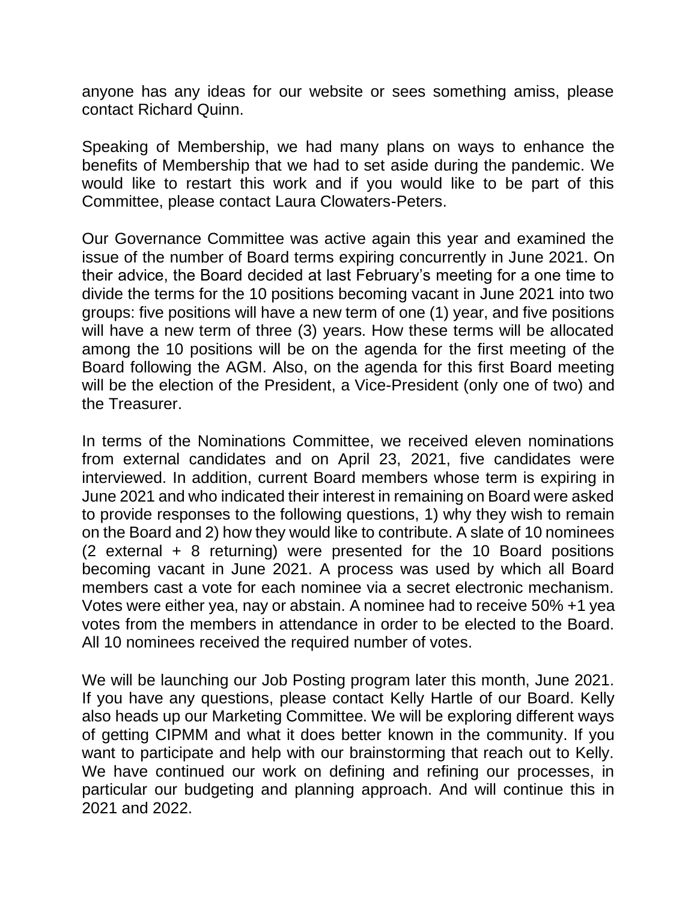anyone has any ideas for our website or sees something amiss, please contact Richard Quinn.

Speaking of Membership, we had many plans on ways to enhance the benefits of Membership that we had to set aside during the pandemic. We would like to restart this work and if you would like to be part of this Committee, please contact Laura Clowaters-Peters.

Our Governance Committee was active again this year and examined the issue of the number of Board terms expiring concurrently in June 2021. On their advice, the Board decided at last February's meeting for a one time to divide the terms for the 10 positions becoming vacant in June 2021 into two groups: five positions will have a new term of one (1) year, and five positions will have a new term of three (3) years. How these terms will be allocated among the 10 positions will be on the agenda for the first meeting of the Board following the AGM. Also, on the agenda for this first Board meeting will be the election of the President, a Vice-President (only one of two) and the Treasurer.

In terms of the Nominations Committee, we received eleven nominations from external candidates and on April 23, 2021, five candidates were interviewed. In addition, current Board members whose term is expiring in June 2021 and who indicated their interest in remaining on Board were asked to provide responses to the following questions, 1) why they wish to remain on the Board and 2) how they would like to contribute. A slate of 10 nominees (2 external + 8 returning) were presented for the 10 Board positions becoming vacant in June 2021. A process was used by which all Board members cast a vote for each nominee via a secret electronic mechanism. Votes were either yea, nay or abstain. A nominee had to receive 50% +1 yea votes from the members in attendance in order to be elected to the Board. All 10 nominees received the required number of votes.

We will be launching our Job Posting program later this month, June 2021. If you have any questions, please contact Kelly Hartle of our Board. Kelly also heads up our Marketing Committee. We will be exploring different ways of getting CIPMM and what it does better known in the community. If you want to participate and help with our brainstorming that reach out to Kelly. We have continued our work on defining and refining our processes, in particular our budgeting and planning approach. And will continue this in 2021 and 2022.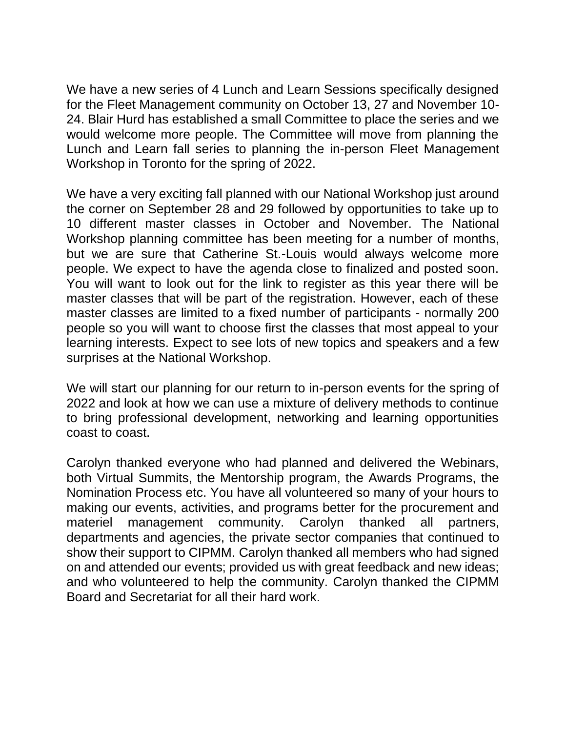We have a new series of 4 Lunch and Learn Sessions specifically designed for the Fleet Management community on October 13, 27 and November 10-24. Blair Hurd has established a small Committee to place the series and we would welcome more people. The Committee will move from planning the Lunch and Learn fall series to planning the in-person Fleet Management Workshop in Toronto for the spring of 2022.

We have a very exciting fall planned with our National Workshop just around the corner on September 28 and 29 followed by opportunities to take up to 10 different master classes in October and November. The National Workshop planning committee has been meeting for a number of months, but we are sure that Catherine St.-Louis would always welcome more people. We expect to have the agenda close to finalized and posted soon. You will want to look out for the link to register as this year there will be master classes that will be part of the registration. However, each of these master classes are limited to a fixed number of participants - normally 200 people so you will want to choose first the classes that most appeal to your learning interests. Expect to see lots of new topics and speakers and a few surprises at the National Workshop.

We will start our planning for our return to in-person events for the spring of 2022 and look at how we can use a mixture of delivery methods to continue to bring professional development, networking and learning opportunities coast to coast.

Carolyn thanked everyone who had planned and delivered the Webinars, both Virtual Summits, the Mentorship program, the Awards Programs, the Nomination Process etc. You have all volunteered so many of your hours to making our events, activities, and programs better for the procurement and materiel management community. Carolyn thanked all partners, departments and agencies, the private sector companies that continued to show their support to CIPMM. Carolyn thanked all members who had signed on and attended our events; provided us with great feedback and new ideas; and who volunteered to help the community. Carolyn thanked the CIPMM Board and Secretariat for all their hard work.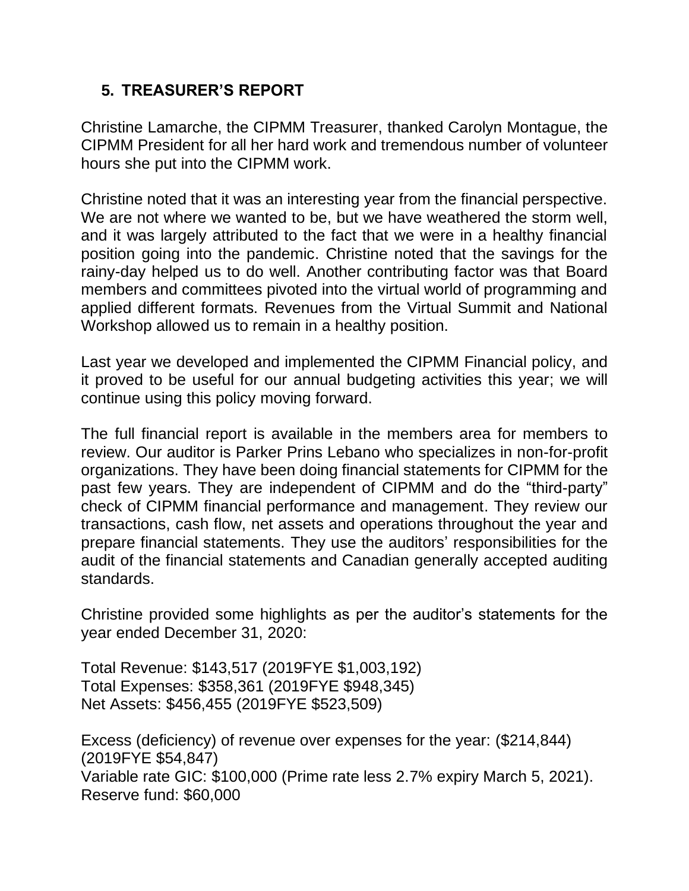## 5. TREASURER'S REPORT

Christine Lamarche, the CIPMM Treasurer, thanked Carolyn Montague, the CIPMM President for all her hard work and tremendous number of volunteer hours she put into the CIPMM work.

Christine noted that it was an interesting year from the financial perspective. We are not where we wanted to be, but we have weathered the storm well, and it was largely attributed to the fact that we were in a healthy financial position going into the pandemic. Christine noted that the savings for the rainy-day helped us to do well. Another contributing factor was that Board members and committees pivoted into the virtual world of programming and applied different formats. Revenues from the Virtual Summit and National Workshop allowed us to remain in a healthy position.

Last year we developed and implemented the CIPMM Financial policy, and it proved to be useful for our annual budgeting activities this year; we will continue using this policy moving forward.

The full financial report is available in the members area for members to review. Our auditor is Parker Prins Lebano who specializes in non-for-profit organizations. They have been doing financial statements for CIPMM for the past few years. They are independent of CIPMM and do the "third-party" check of CIPMM financial performance and management. They review our transactions, cash flow, net assets and operations throughout the year and prepare financial statements. They use the auditors' responsibilities for the audit of the financial statements and Canadian generally accepted auditing standards.

Christine provided some highlights as per the auditor's statements for the year ended December 31, 2020:

Total Revenue: $143,517 (2019FYE $1,003,192)
Total Expenses: $358,361 (2019FYE $948,345)
Net Assets: $456,455 (2019FYE $523,509)

Excess (deficiency) of revenue over expenses for the year: ($214,844) (2019FYE $54,847)
Variable rate GIC: $100,000 (Prime rate less 2.7% expiry March 5, 2021).
Reserve fund: $60,000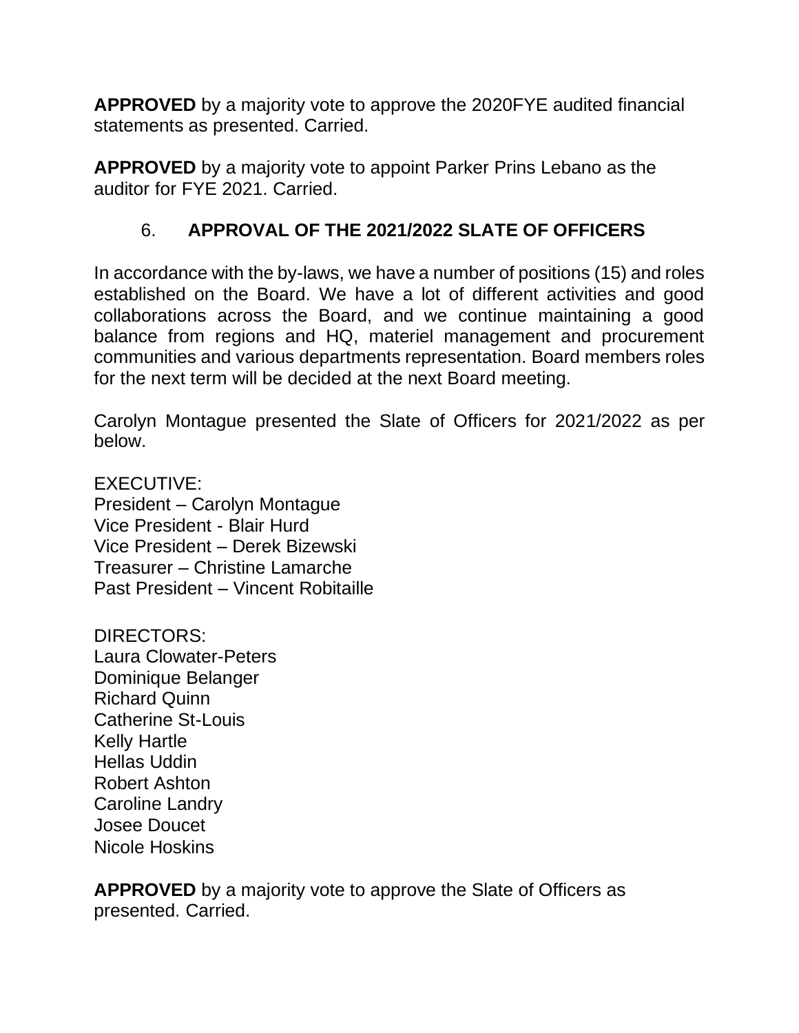**APPROVED** by a majority vote to approve the 2020FYE audited financial statements as presented. Carried.

**APPROVED** by a majority vote to appoint Parker Prins Lebano as the auditor for FYE 2021. Carried.

## 6. APPROVAL OF THE 2021/2022 SLATE OF OFFICERS

In accordance with the by-laws, we have a number of positions (15) and roles established on the Board. We have a lot of different activities and good collaborations across the Board, and we continue maintaining a good balance from regions and HQ, materiel management and procurement communities and various departments representation. Board members roles for the next term will be decided at the next Board meeting.

Carolyn Montague presented the Slate of Officers for 2021/2022 as per below.

EXECUTIVE:  
President – Carolyn Montague  
Vice President - Blair Hurd  
Vice President – Derek Bizewski  
Treasurer – Christine Lamarche  
Past President – Vincent Robitaille

DIRECTORS:  
Laura Clowater-Peters  
Dominique Belanger  
Richard Quinn  
Catherine St-Louis  
Kelly Hartle  
Hellas Uddin  
Robert Ashton  
Caroline Landry  
Josee Doucet  
Nicole Hoskins

**APPROVED** by a majority vote to approve the Slate of Officers as presented. Carried.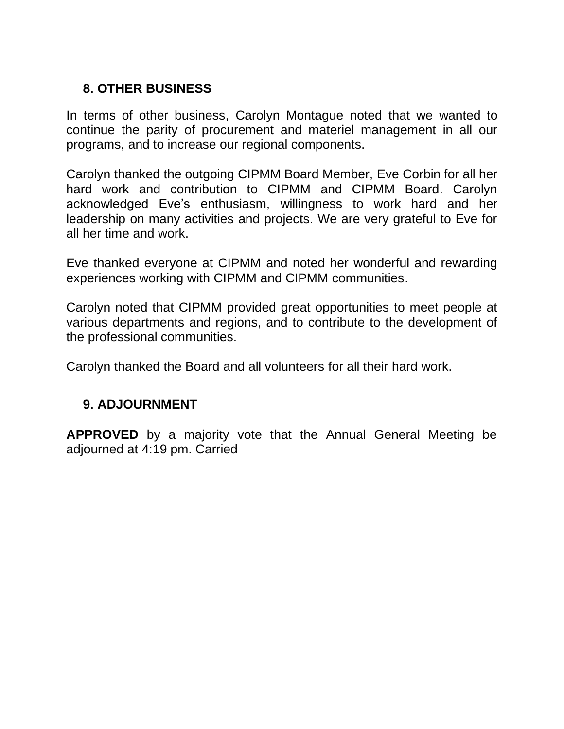## 8. OTHER BUSINESS

In terms of other business, Carolyn Montague noted that we wanted to continue the parity of procurement and materiel management in all our programs, and to increase our regional components.

Carolyn thanked the outgoing CIPMM Board Member, Eve Corbin for all her hard work and contribution to CIPMM and CIPMM Board. Carolyn acknowledged Eve's enthusiasm, willingness to work hard and her leadership on many activities and projects. We are very grateful to Eve for all her time and work.

Eve thanked everyone at CIPMM and noted her wonderful and rewarding experiences working with CIPMM and CIPMM communities.

Carolyn noted that CIPMM provided great opportunities to meet people at various departments and regions, and to contribute to the development of the professional communities.

Carolyn thanked the Board and all volunteers for all their hard work.

## 9. ADJOURNMENT

**APPROVED** by a majority vote that the Annual General Meeting be adjourned at 4:19 pm. Carried